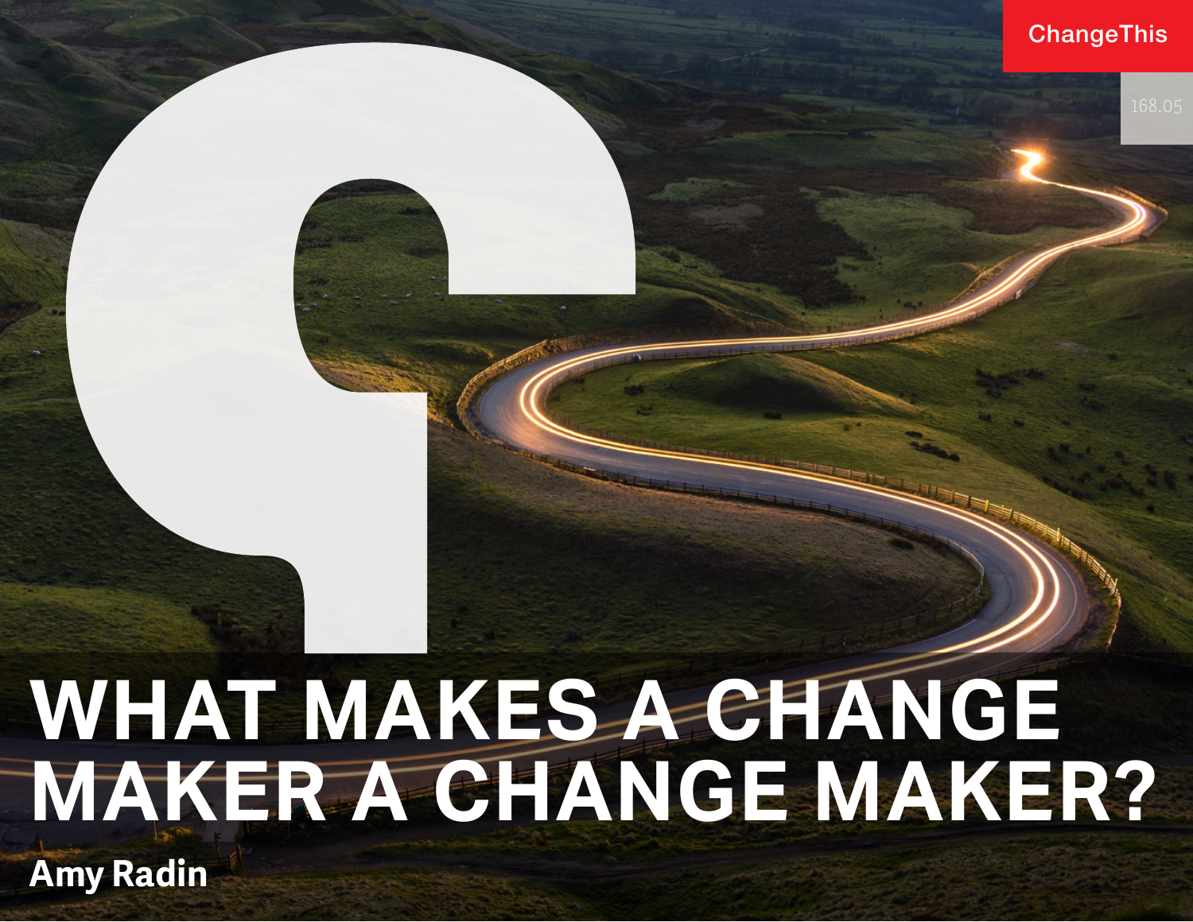ChangeThis

168.05

# WHAT MAKES A CHANGE MAKER A CHANGE MAKER?

**Amy Radin**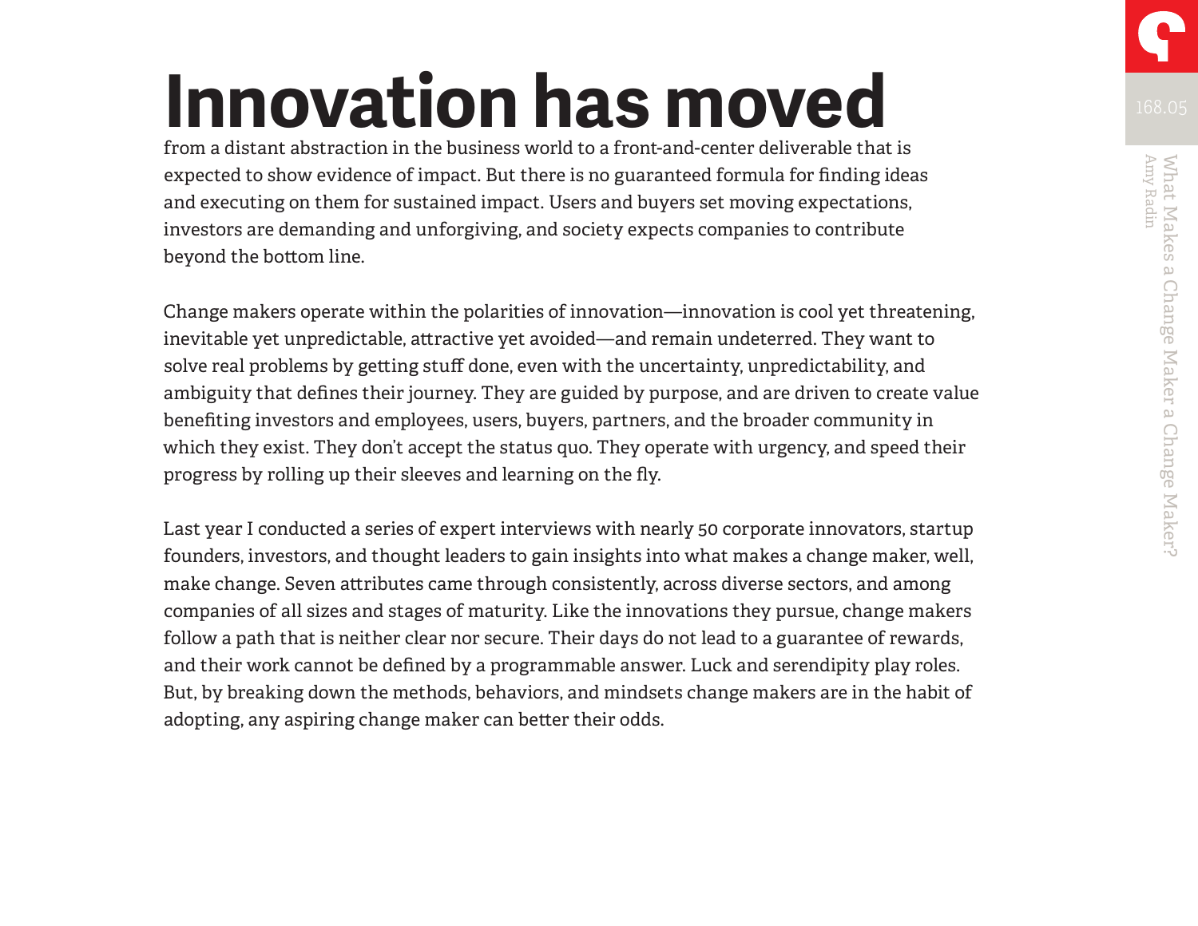# Innovation has moved

from a distant abstraction in the business world to a front-and-center deliverable that is expected to show evidence of impact. But there is no guaranteed formula for finding ideas and executing on them for sustained impact. Users and buyers set moving expectations, investors are demanding and unforgiving, and society expects companies to contribute beyond the bottom line.

Change makers operate within the polarities of innovation—innovation is cool yet threatening, inevitable yet unpredictable, attractive yet avoided—and remain undeterred. They want to solve real problems by getting stuff done, even with the uncertainty, unpredictability, and ambiguity that defines their journey. They are guided by purpose, and are driven to create value benefiting investors and employees, users, buyers, partners, and the broader community in which they exist. They don't accept the status quo. They operate with urgency, and speed their progress by rolling up their sleeves and learning on the fly.

Last year I conducted a series of expert interviews with nearly 50 corporate innovators, startup founders, investors, and thought leaders to gain insights into what makes a change maker, well, make change. Seven attributes came through consistently, across diverse sectors, and among companies of all sizes and stages of maturity. Like the innovations they pursue, change makers follow a path that is neither clear nor secure. Their days do not lead to a guarantee of rewards, and their work cannot be defined by a programmable answer. Luck and serendipity play roles. But, by breaking down the methods, behaviors, and mindsets change makers are in the habit of adopting, any aspiring change maker can better their odds.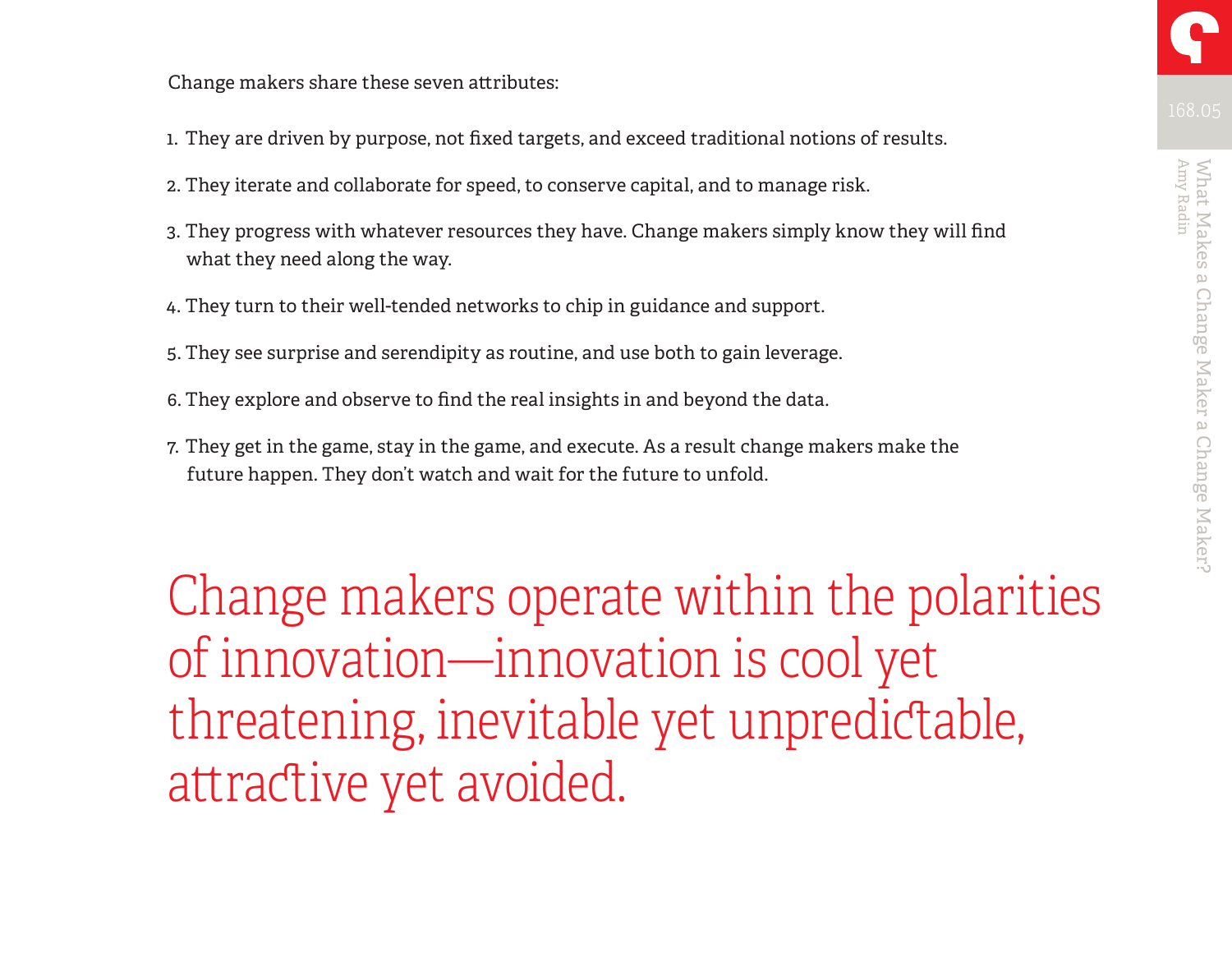Change makers share these seven attributes:

1. They are driven by purpose, not fixed targets, and exceed traditional notions of results.
2. They iterate and collaborate for speed, to conserve capital, and to manage risk.
3. They progress with whatever resources they have. Change makers simply know they will find what they need along the way.
4. They turn to their well-tended networks to chip in guidance and support.
5. They see surprise and serendipity as routine, and use both to gain leverage.
6. They explore and observe to find the real insights in and beyond the data.
7. They get in the game, stay in the game, and execute. As a result change makers make the future happen. They don't watch and wait for the future to unfold.

> Change makers operate within the polarities of innovation—innovation is cool yet threatening, inevitable yet unpredictable, attractive yet avoided.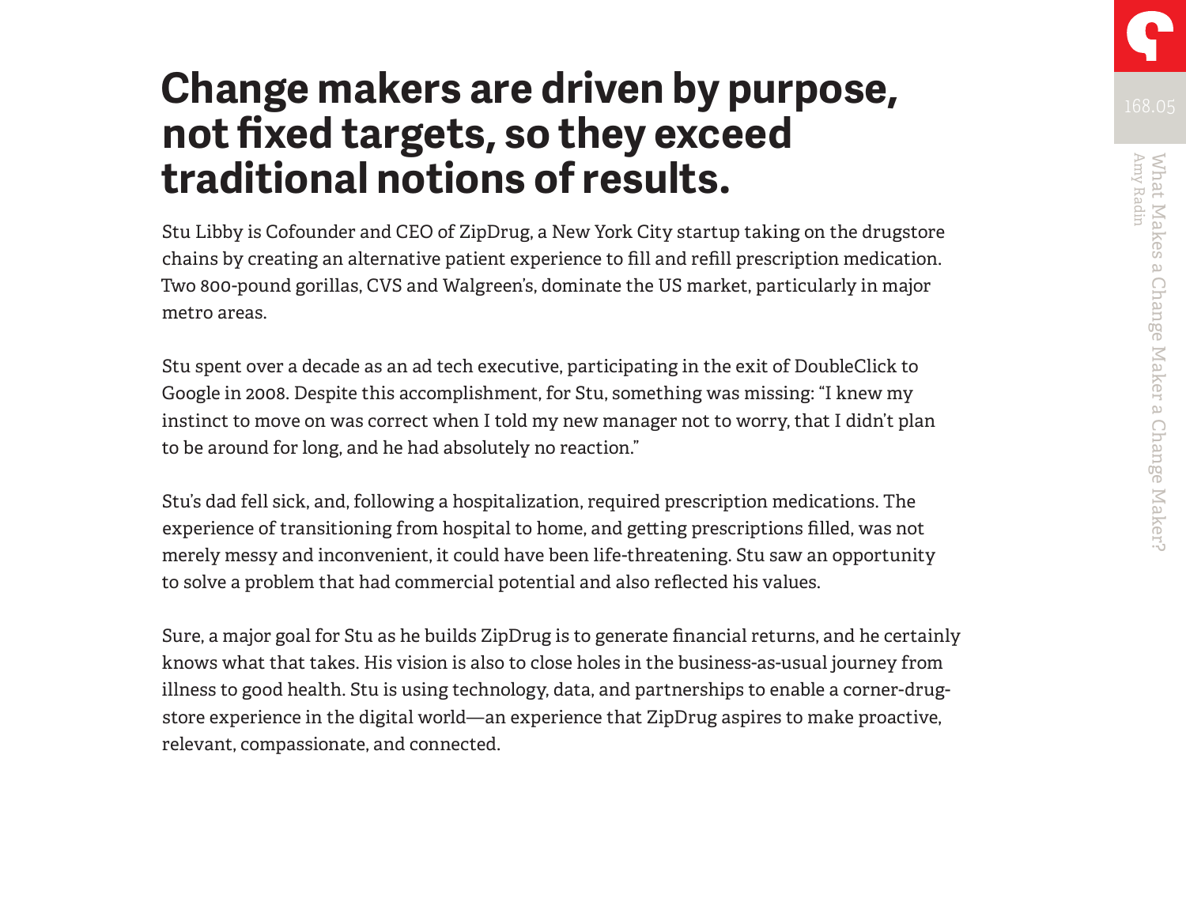# Change makers are driven by purpose, not fixed targets, so they exceed traditional notions of results.

Stu Libby is Cofounder and CEO of ZipDrug, a New York City startup taking on the drugstore chains by creating an alternative patient experience to fill and refill prescription medication. Two 800-pound gorillas, CVS and Walgreen's, dominate the US market, particularly in major metro areas.

Stu spent over a decade as an ad tech executive, participating in the exit of DoubleClick to Google in 2008. Despite this accomplishment, for Stu, something was missing: "I knew my instinct to move on was correct when I told my new manager not to worry, that I didn't plan to be around for long, and he had absolutely no reaction."

Stu's dad fell sick, and, following a hospitalization, required prescription medications. The experience of transitioning from hospital to home, and getting prescriptions filled, was not merely messy and inconvenient, it could have been life-threatening. Stu saw an opportunity to solve a problem that had commercial potential and also reflected his values.

Sure, a major goal for Stu as he builds ZipDrug is to generate financial returns, and he certainly knows what that takes. His vision is also to close holes in the business-as-usual journey from illness to good health. Stu is using technology, data, and partnerships to enable a corner-drug-store experience in the digital world—an experience that ZipDrug aspires to make proactive, relevant, compassionate, and connected.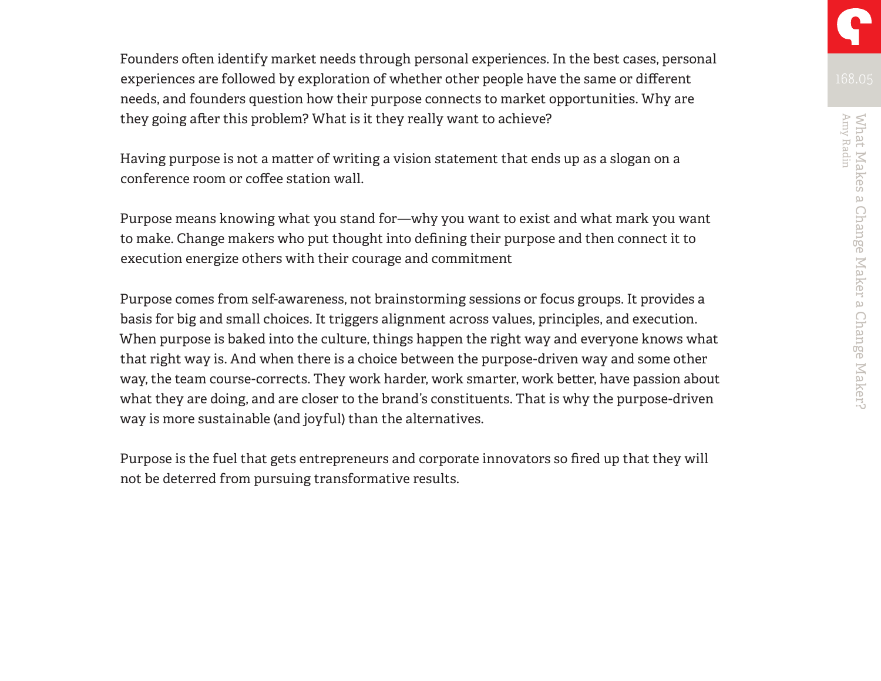Founders often identify market needs through personal experiences. In the best cases, personal experiences are followed by exploration of whether other people have the same or different needs, and founders question how their purpose connects to market opportunities. Why are they going after this problem? What is it they really want to achieve?

Having purpose is not a matter of writing a vision statement that ends up as a slogan on a conference room or coffee station wall.

Purpose means knowing what you stand for—why you want to exist and what mark you want to make. Change makers who put thought into defining their purpose and then connect it to execution energize others with their courage and commitment

Purpose comes from self-awareness, not brainstorming sessions or focus groups. It provides a basis for big and small choices. It triggers alignment across values, principles, and execution. When purpose is baked into the culture, things happen the right way and everyone knows what that right way is. And when there is a choice between the purpose-driven way and some other way, the team course-corrects. They work harder, work smarter, work better, have passion about what they are doing, and are closer to the brand's constituents. That is why the purpose-driven way is more sustainable (and joyful) than the alternatives.

Purpose is the fuel that gets entrepreneurs and corporate innovators so fired up that they will not be deterred from pursuing transformative results.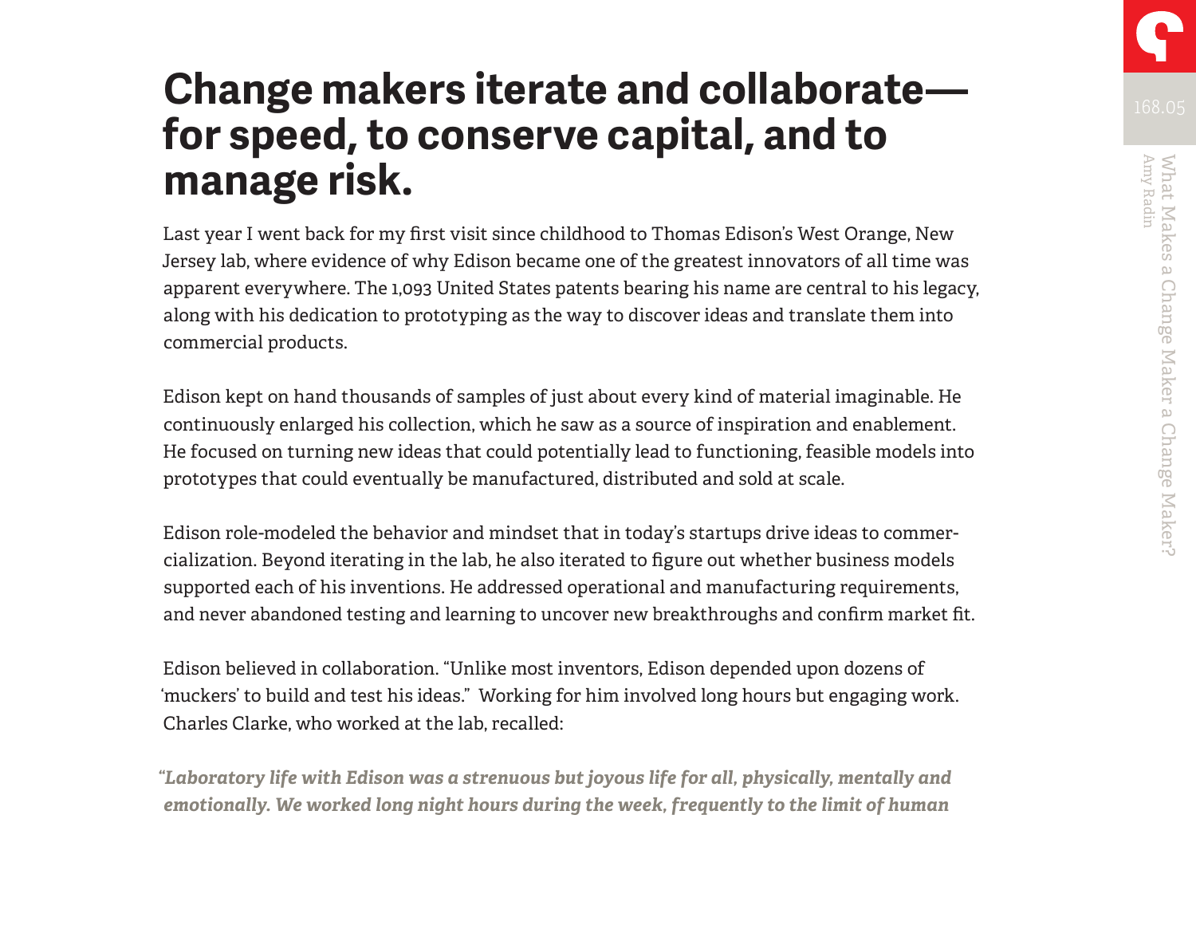# Change makers iterate and collaborate—for speed, to conserve capital, and to manage risk.

Last year I went back for my first visit since childhood to Thomas Edison's West Orange, New Jersey lab, where evidence of why Edison became one of the greatest innovators of all time was apparent everywhere. The 1,093 United States patents bearing his name are central to his legacy, along with his dedication to prototyping as the way to discover ideas and translate them into commercial products.

Edison kept on hand thousands of samples of just about every kind of material imaginable. He continuously enlarged his collection, which he saw as a source of inspiration and enablement. He focused on turning new ideas that could potentially lead to functioning, feasible models into prototypes that could eventually be manufactured, distributed and sold at scale.

Edison role-modeled the behavior and mindset that in today's startups drive ideas to commercialization. Beyond iterating in the lab, he also iterated to figure out whether business models supported each of his inventions. He addressed operational and manufacturing requirements, and never abandoned testing and learning to uncover new breakthroughs and confirm market fit.

Edison believed in collaboration. "Unlike most inventors, Edison depended upon dozens of 'muckers' to build and test his ideas." Working for him involved long hours but engaging work. Charles Clarke, who worked at the lab, recalled:

***"Laboratory life with Edison was a strenuous but joyous life for all, physically, mentally and emotionally. We worked long night hours during the week, frequently to the limit of human***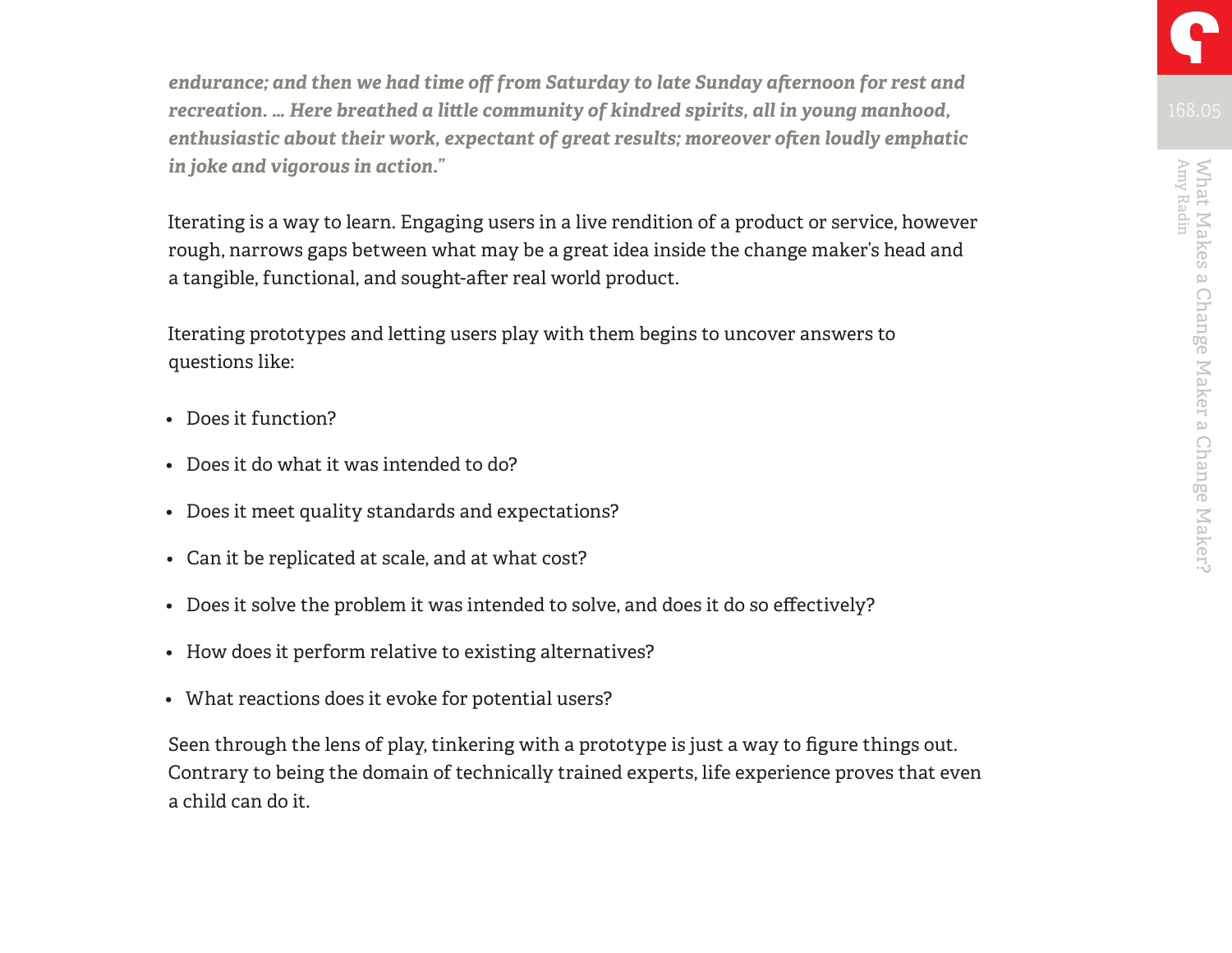*endurance; and then we had time off from Saturday to late Sunday afternoon for rest and recreation. … Here breathed a little community of kindred spirits, all in young manhood, enthusiastic about their work, expectant of great results; moreover often loudly emphatic in joke and vigorous in action."*

Iterating is a way to learn. Engaging users in a live rendition of a product or service, however rough, narrows gaps between what may be a great idea inside the change maker's head and a tangible, functional, and sought-after real world product.

Iterating prototypes and letting users play with them begins to uncover answers to questions like:

- Does it function?
- Does it do what it was intended to do?
- Does it meet quality standards and expectations?
- Can it be replicated at scale, and at what cost?
- Does it solve the problem it was intended to solve, and does it do so effectively?
- How does it perform relative to existing alternatives?
- What reactions does it evoke for potential users?

Seen through the lens of play, tinkering with a prototype is just a way to figure things out. Contrary to being the domain of technically trained experts, life experience proves that even a child can do it.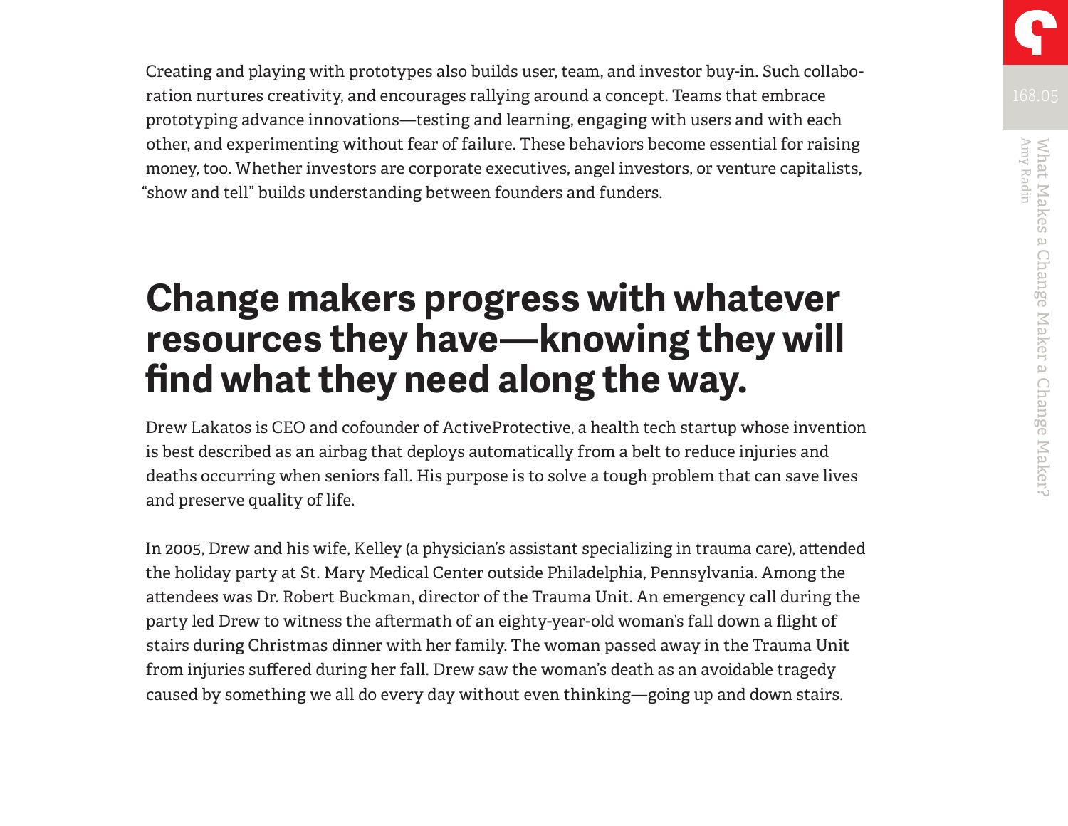Creating and playing with prototypes also builds user, team, and investor buy-in. Such collaboration nurtures creativity, and encourages rallying around a concept. Teams that embrace prototyping advance innovations—testing and learning, engaging with users and with each other, and experimenting without fear of failure. These behaviors become essential for raising money, too. Whether investors are corporate executives, angel investors, or venture capitalists, "show and tell" builds understanding between founders and funders.

## Change makers progress with whatever resources they have—knowing they will find what they need along the way.

Drew Lakatos is CEO and cofounder of ActiveProtective, a health tech startup whose invention is best described as an airbag that deploys automatically from a belt to reduce injuries and deaths occurring when seniors fall. His purpose is to solve a tough problem that can save lives and preserve quality of life.

In 2005, Drew and his wife, Kelley (a physician's assistant specializing in trauma care), attended the holiday party at St. Mary Medical Center outside Philadelphia, Pennsylvania. Among the attendees was Dr. Robert Buckman, director of the Trauma Unit. An emergency call during the party led Drew to witness the aftermath of an eighty-year-old woman's fall down a flight of stairs during Christmas dinner with her family. The woman passed away in the Trauma Unit from injuries suffered during her fall. Drew saw the woman's death as an avoidable tragedy caused by something we all do every day without even thinking—going up and down stairs.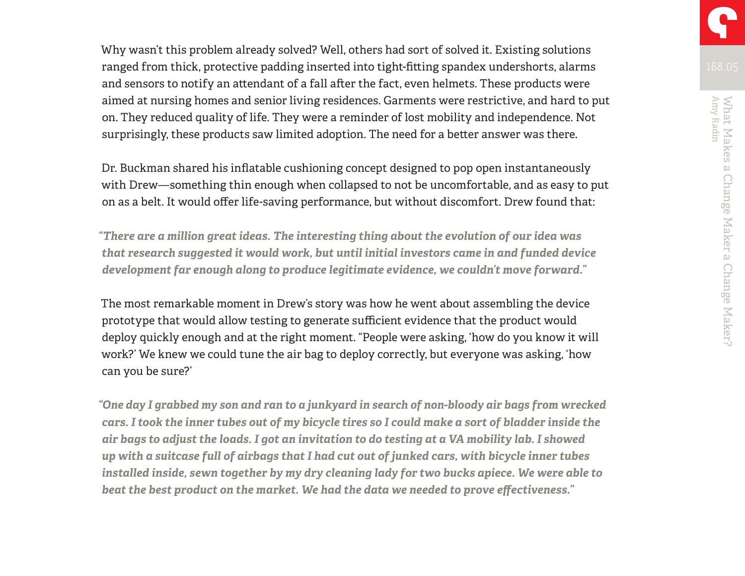Why wasn't this problem already solved? Well, others had sort of solved it. Existing solutions ranged from thick, protective padding inserted into tight-fitting spandex undershorts, alarms and sensors to notify an attendant of a fall after the fact, even helmets. These products were aimed at nursing homes and senior living residences. Garments were restrictive, and hard to put on. They reduced quality of life. They were a reminder of lost mobility and independence. Not surprisingly, these products saw limited adoption. The need for a better answer was there.

Dr. Buckman shared his inflatable cushioning concept designed to pop open instantaneously with Drew—something thin enough when collapsed to not be uncomfortable, and as easy to put on as a belt. It would offer life-saving performance, but without discomfort. Drew found that:

***"There are a million great ideas. The interesting thing about the evolution of our idea was that research suggested it would work, but until initial investors came in and funded device development far enough along to produce legitimate evidence, we couldn't move forward."***

The most remarkable moment in Drew's story was how he went about assembling the device prototype that would allow testing to generate sufficient evidence that the product would deploy quickly enough and at the right moment. "People were asking, 'how do you know it will work?' We knew we could tune the air bag to deploy correctly, but everyone was asking, 'how can you be sure?'

***"One day I grabbed my son and ran to a junkyard in search of non-bloody air bags from wrecked cars. I took the inner tubes out of my bicycle tires so I could make a sort of bladder inside the air bags to adjust the loads. I got an invitation to do testing at a VA mobility lab. I showed up with a suitcase full of airbags that I had cut out of junked cars, with bicycle inner tubes installed inside, sewn together by my dry cleaning lady for two bucks apiece. We were able to beat the best product on the market. We had the data we needed to prove effectiveness."***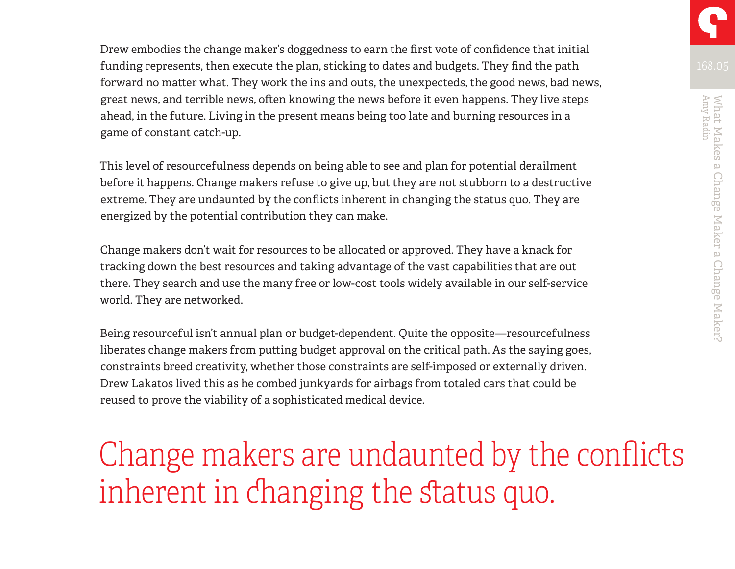Drew embodies the change maker's doggedness to earn the first vote of confidence that initial funding represents, then execute the plan, sticking to dates and budgets. They find the path forward no matter what. They work the ins and outs, the unexpecteds, the good news, bad news, great news, and terrible news, often knowing the news before it even happens. They live steps ahead, in the future. Living in the present means being too late and burning resources in a game of constant catch-up.

This level of resourcefulness depends on being able to see and plan for potential derailment before it happens. Change makers refuse to give up, but they are not stubborn to a destructive extreme. They are undaunted by the conflicts inherent in changing the status quo. They are energized by the potential contribution they can make.

Change makers don't wait for resources to be allocated or approved. They have a knack for tracking down the best resources and taking advantage of the vast capabilities that are out there. They search and use the many free or low-cost tools widely available in our self-service world. They are networked.

Being resourceful isn't annual plan or budget-dependent. Quite the opposite—resourcefulness liberates change makers from putting budget approval on the critical path. As the saying goes, constraints breed creativity, whether those constraints are self-imposed or externally driven. Drew Lakatos lived this as he combed junkyards for airbags from totaled cars that could be reused to prove the viability of a sophisticated medical device.

> Change makers are undaunted by the conflicts inherent in changing the status quo.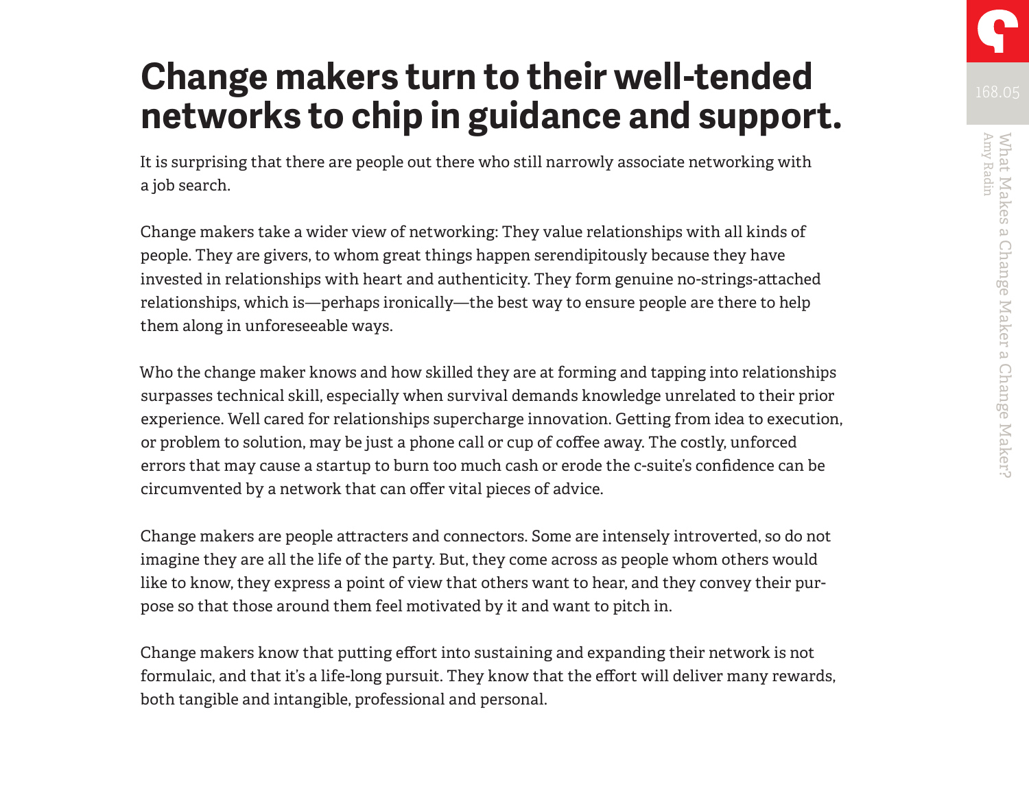# Change makers turn to their well-tended networks to chip in guidance and support.

It is surprising that there are people out there who still narrowly associate networking with a job search.

Change makers take a wider view of networking: They value relationships with all kinds of people. They are givers, to whom great things happen serendipitously because they have invested in relationships with heart and authenticity. They form genuine no-strings-attached relationships, which is—perhaps ironically—the best way to ensure people are there to help them along in unforeseeable ways.

Who the change maker knows and how skilled they are at forming and tapping into relationships surpasses technical skill, especially when survival demands knowledge unrelated to their prior experience. Well cared for relationships supercharge innovation. Getting from idea to execution, or problem to solution, may be just a phone call or cup of coffee away. The costly, unforced errors that may cause a startup to burn too much cash or erode the c-suite's confidence can be circumvented by a network that can offer vital pieces of advice.

Change makers are people attracters and connectors. Some are intensely introverted, so do not imagine they are all the life of the party. But, they come across as people whom others would like to know, they express a point of view that others want to hear, and they convey their purpose so that those around them feel motivated by it and want to pitch in.

Change makers know that putting effort into sustaining and expanding their network is not formulaic, and that it's a life-long pursuit. They know that the effort will deliver many rewards, both tangible and intangible, professional and personal.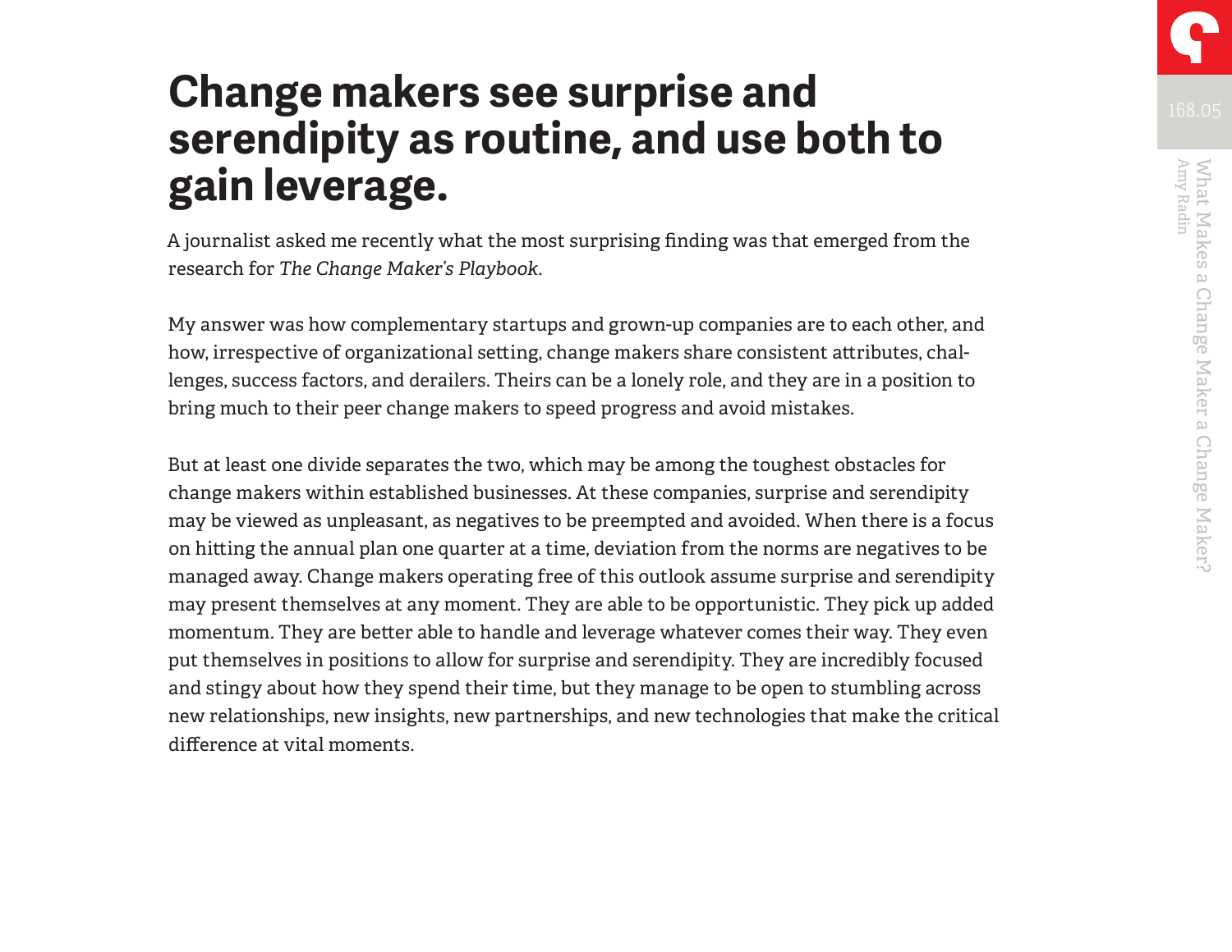# Change makers see surprise and serendipity as routine, and use both to gain leverage.

A journalist asked me recently what the most surprising finding was that emerged from the research for *The Change Maker's Playbook*.

My answer was how complementary startups and grown-up companies are to each other, and how, irrespective of organizational setting, change makers share consistent attributes, challenges, success factors, and derailers. Theirs can be a lonely role, and they are in a position to bring much to their peer change makers to speed progress and avoid mistakes.

But at least one divide separates the two, which may be among the toughest obstacles for change makers within established businesses. At these companies, surprise and serendipity may be viewed as unpleasant, as negatives to be preempted and avoided. When there is a focus on hitting the annual plan one quarter at a time, deviation from the norms are negatives to be managed away. Change makers operating free of this outlook assume surprise and serendipity may present themselves at any moment. They are able to be opportunistic. They pick up added momentum. They are better able to handle and leverage whatever comes their way. They even put themselves in positions to allow for surprise and serendipity. They are incredibly focused and stingy about how they spend their time, but they manage to be open to stumbling across new relationships, new insights, new partnerships, and new technologies that make the critical difference at vital moments.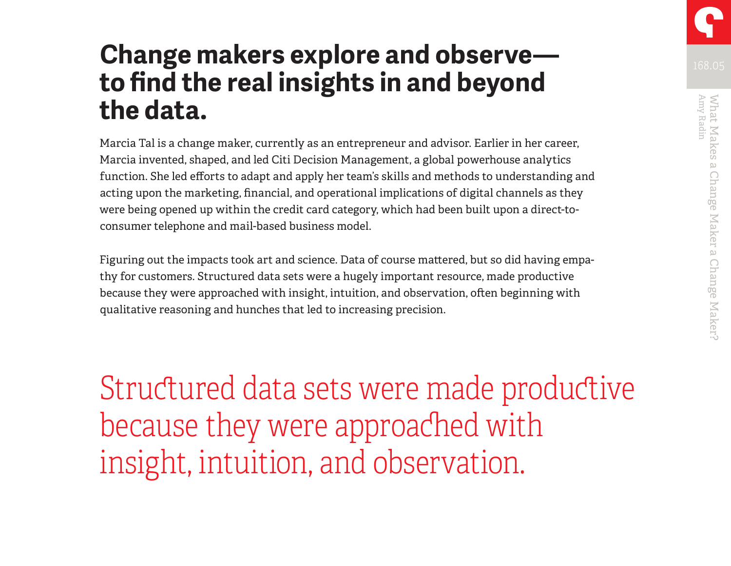# Change makers explore and observe—to find the real insights in and beyond the data.

Marcia Tal is a change maker, currently as an entrepreneur and advisor. Earlier in her career, Marcia invented, shaped, and led Citi Decision Management, a global powerhouse analytics function. She led efforts to adapt and apply her team's skills and methods to understanding and acting upon the marketing, financial, and operational implications of digital channels as they were being opened up within the credit card category, which had been built upon a direct-to-consumer telephone and mail-based business model.

Figuring out the impacts took art and science. Data of course mattered, but so did having empathy for customers. Structured data sets were a hugely important resource, made productive because they were approached with insight, intuition, and observation, often beginning with qualitative reasoning and hunches that led to increasing precision.

> Structured data sets were made productive because they were approached with insight, intuition, and observation.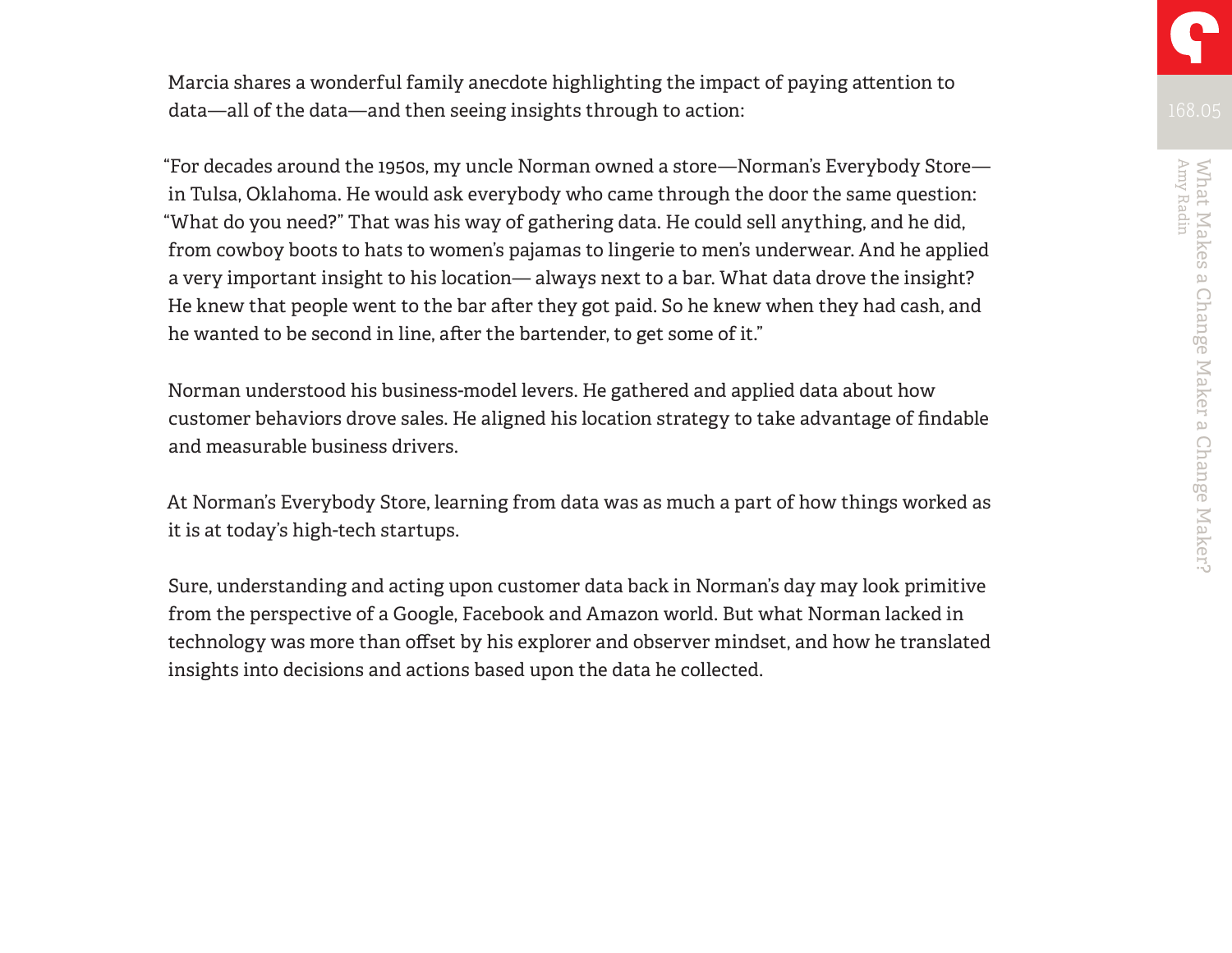Marcia shares a wonderful family anecdote highlighting the impact of paying attention to data—all of the data—and then seeing insights through to action:

"For decades around the 1950s, my uncle Norman owned a store—Norman's Everybody Store—in Tulsa, Oklahoma. He would ask everybody who came through the door the same question: "What do you need?" That was his way of gathering data. He could sell anything, and he did, from cowboy boots to hats to women's pajamas to lingerie to men's underwear. And he applied a very important insight to his location— always next to a bar. What data drove the insight? He knew that people went to the bar after they got paid. So he knew when they had cash, and he wanted to be second in line, after the bartender, to get some of it."

Norman understood his business-model levers. He gathered and applied data about how customer behaviors drove sales. He aligned his location strategy to take advantage of findable and measurable business drivers.

At Norman's Everybody Store, learning from data was as much a part of how things worked as it is at today's high-tech startups.

Sure, understanding and acting upon customer data back in Norman's day may look primitive from the perspective of a Google, Facebook and Amazon world. But what Norman lacked in technology was more than offset by his explorer and observer mindset, and how he translated insights into decisions and actions based upon the data he collected.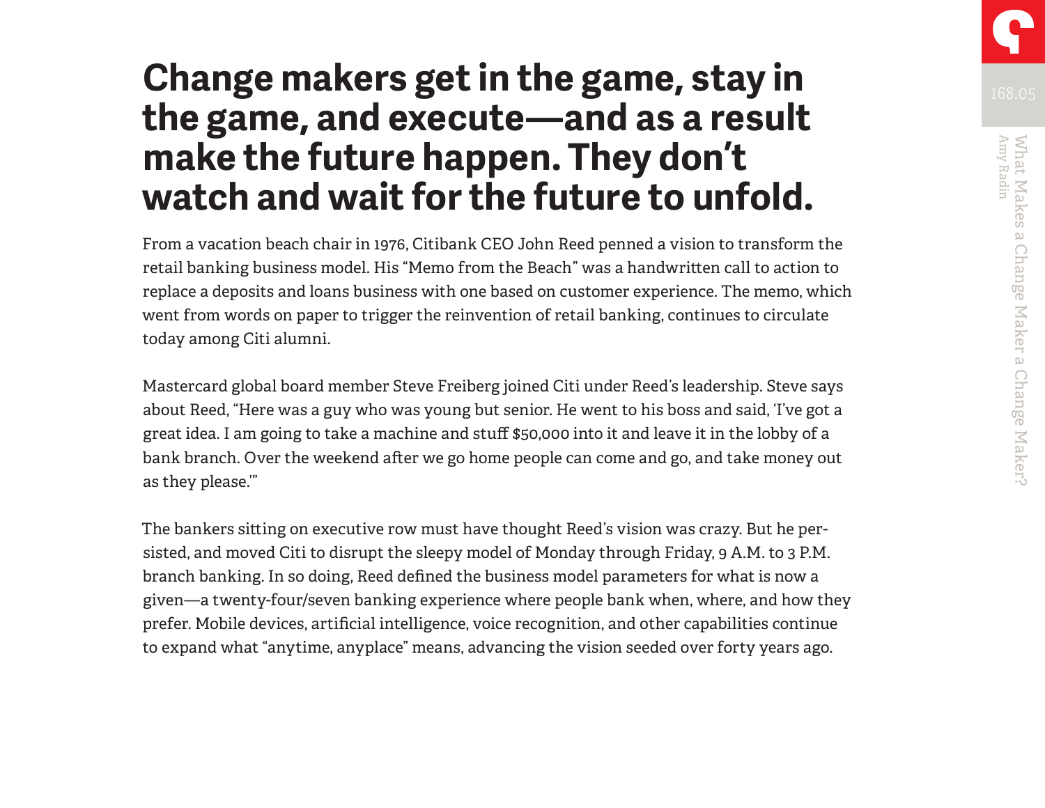# Change makers get in the game, stay in the game, and execute—and as a result make the future happen. They don't watch and wait for the future to unfold.

From a vacation beach chair in 1976, Citibank CEO John Reed penned a vision to transform the retail banking business model. His "Memo from the Beach" was a handwritten call to action to replace a deposits and loans business with one based on customer experience. The memo, which went from words on paper to trigger the reinvention of retail banking, continues to circulate today among Citi alumni.

Mastercard global board member Steve Freiberg joined Citi under Reed's leadership. Steve says about Reed, "Here was a guy who was young but senior. He went to his boss and said, 'I've got a great idea. I am going to take a machine and stuff $50,000 into it and leave it in the lobby of a bank branch. Over the weekend after we go home people can come and go, and take money out as they please.'"

The bankers sitting on executive row must have thought Reed's vision was crazy. But he persisted, and moved Citi to disrupt the sleepy model of Monday through Friday, 9 A.M. to 3 P.M. branch banking. In so doing, Reed defined the business model parameters for what is now a given—a twenty-four/seven banking experience where people bank when, where, and how they prefer. Mobile devices, artificial intelligence, voice recognition, and other capabilities continue to expand what "anytime, anyplace" means, advancing the vision seeded over forty years ago.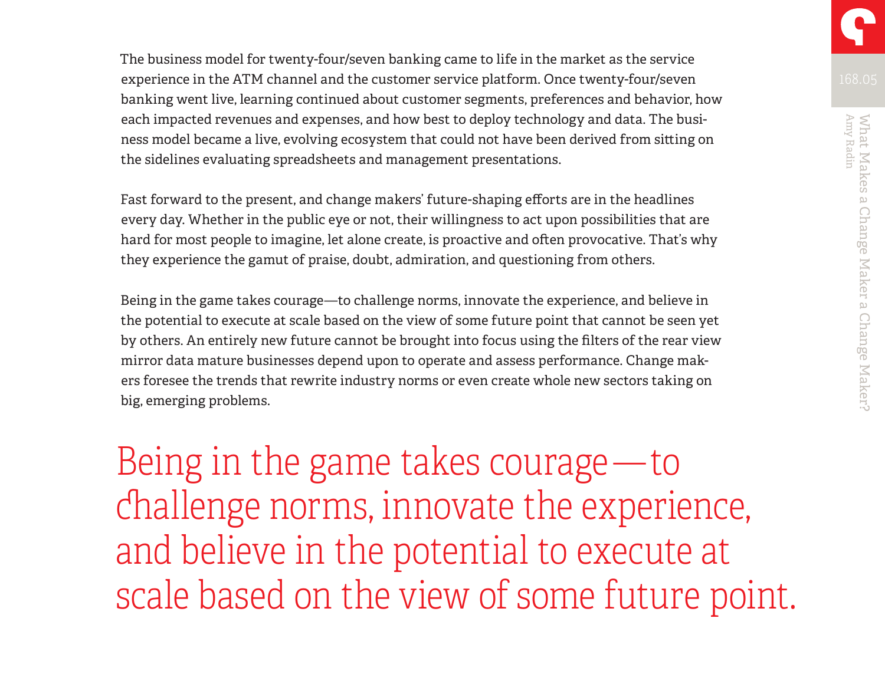The business model for twenty-four/seven banking came to life in the market as the service experience in the ATM channel and the customer service platform. Once twenty-four/seven banking went live, learning continued about customer segments, preferences and behavior, how each impacted revenues and expenses, and how best to deploy technology and data. The business model became a live, evolving ecosystem that could not have been derived from sitting on the sidelines evaluating spreadsheets and management presentations.

Fast forward to the present, and change makers' future-shaping efforts are in the headlines every day. Whether in the public eye or not, their willingness to act upon possibilities that are hard for most people to imagine, let alone create, is proactive and often provocative. That's why they experience the gamut of praise, doubt, admiration, and questioning from others.

Being in the game takes courage—to challenge norms, innovate the experience, and believe in the potential to execute at scale based on the view of some future point that cannot be seen yet by others. An entirely new future cannot be brought into focus using the filters of the rear view mirror data mature businesses depend upon to operate and assess performance. Change makers foresee the trends that rewrite industry norms or even create whole new sectors taking on big, emerging problems.

> Being in the game takes courage—to challenge norms, innovate the experience, and believe in the potential to execute at scale based on the view of some future point.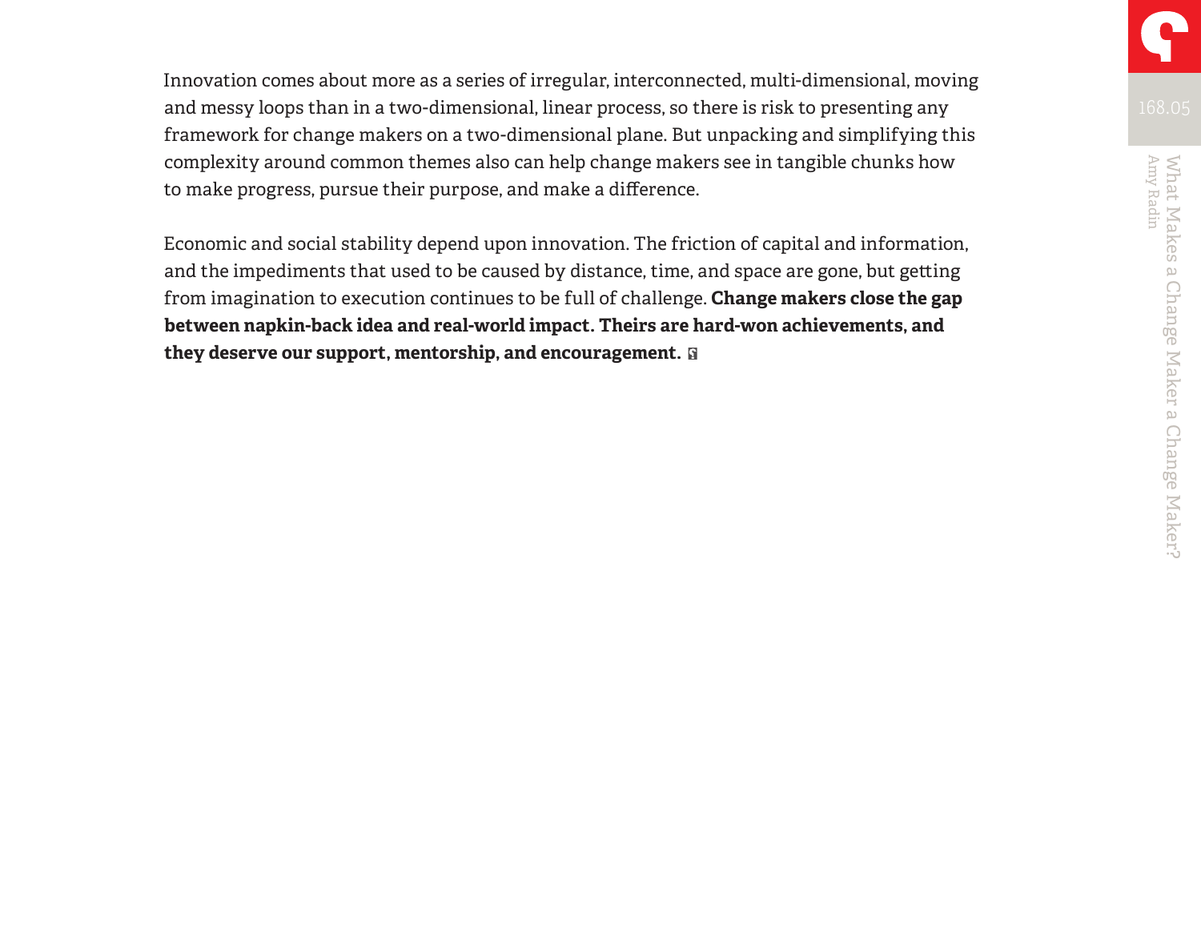Innovation comes about more as a series of irregular, interconnected, multi-dimensional, moving and messy loops than in a two-dimensional, linear process, so there is risk to presenting any framework for change makers on a two-dimensional plane. But unpacking and simplifying this complexity around common themes also can help change makers see in tangible chunks how to make progress, pursue their purpose, and make a difference.

Economic and social stability depend upon innovation. The friction of capital and information, and the impediments that used to be caused by distance, time, and space are gone, but getting from imagination to execution continues to be full of challenge. **Change makers close the gap between napkin-back idea and real-world impact. Theirs are hard-won achievements, and they deserve our support, mentorship, and encouragement.**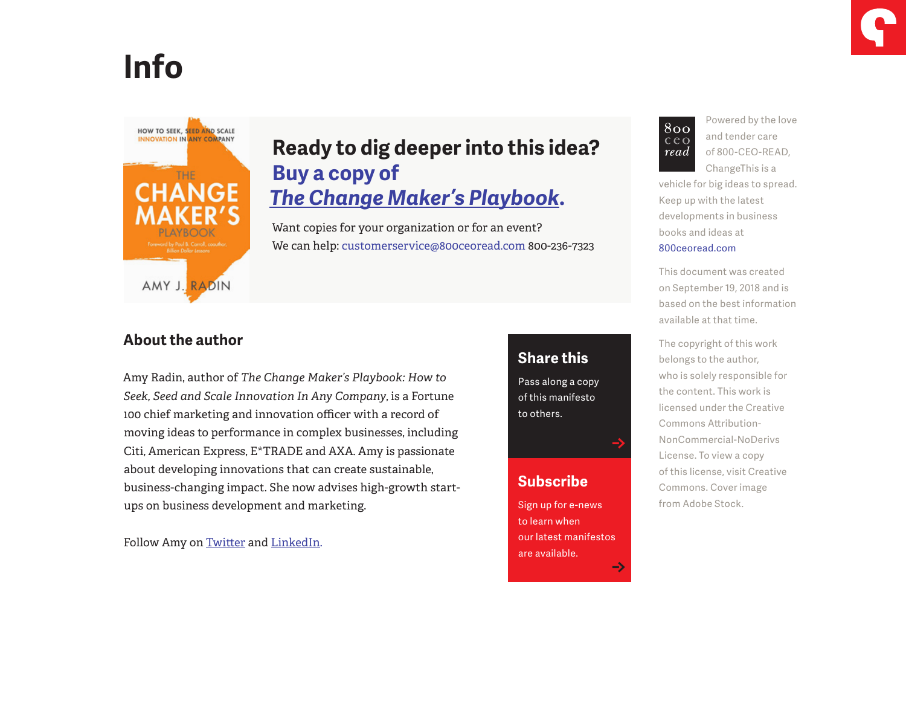# Info

## Ready to dig deeper into this idea?

**Buy a copy of *The Change Maker's Playbook*.**

Want copies for your organization or for an event?
We can help: customerservice@800ceoread.com 800-236-7323

### About the author

Amy Radin, author of *The Change Maker's Playbook: How to Seek, Seed and Scale Innovation In Any Company*, is a Fortune 100 chief marketing and innovation officer with a record of moving ideas to performance in complex businesses, including Citi, American Express, E*TRADE and AXA. Amy is passionate about developing innovations that can create sustainable, business-changing impact. She now advises high-growth start-ups on business development and marketing.

Follow Amy on Twitter and LinkedIn.

### Share this

Pass along a copy of this manifesto to others.

### Subscribe

Sign up for e-news to learn when our latest manifestos are available.

Powered by the love and tender care of 800-CEO-READ, ChangeThis is a vehicle for big ideas to spread. Keep up with the latest developments in business books and ideas at 800ceoread.com

This document was created on September 19, 2018 and is based on the best information available at that time.

The copyright of this work belongs to the author, who is solely responsible for the content. This work is licensed under the Creative Commons Attribution-NonCommercial-NoDerivs License. To view a copy of this license, visit Creative Commons. Cover image from Adobe Stock.